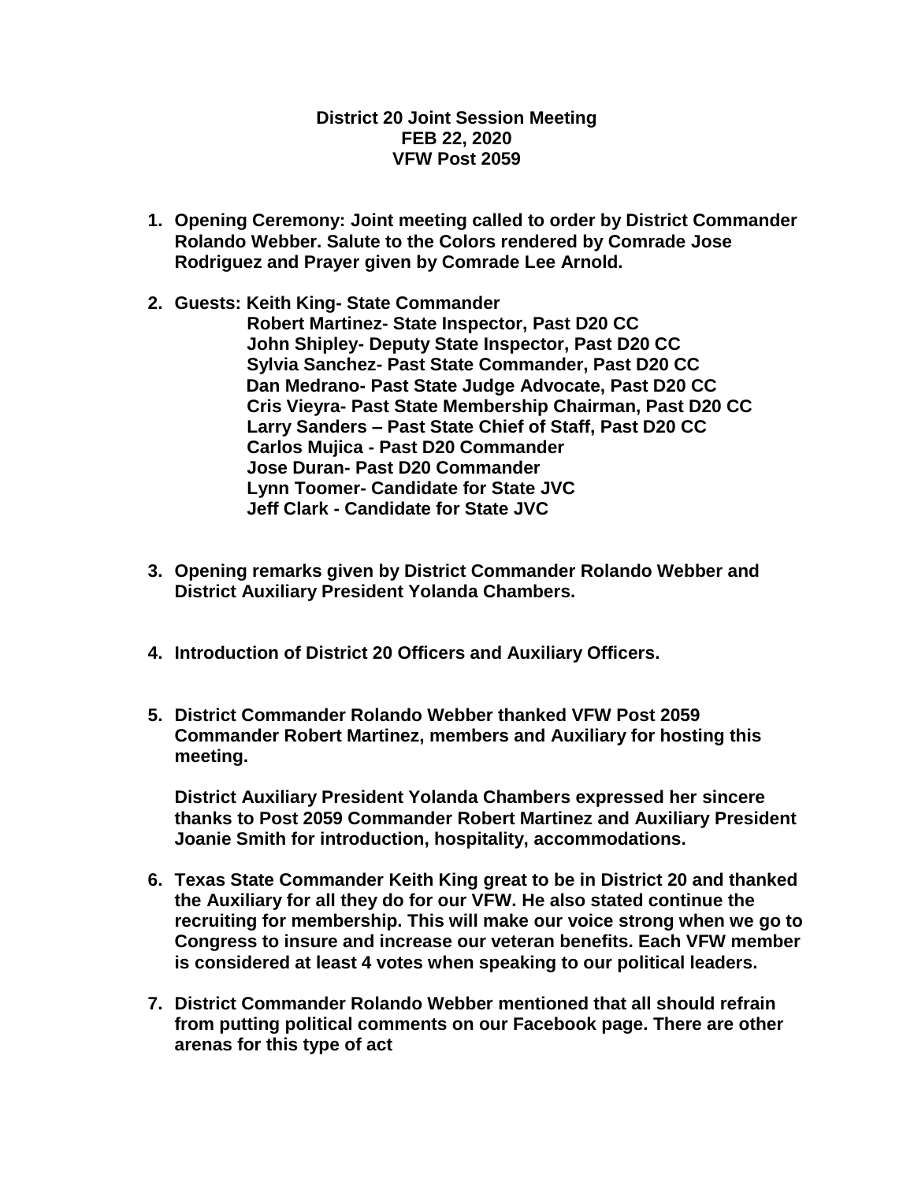**District 20 Joint Session Meeting**
**FEB 22, 2020**
**VFW Post 2059**

1. **Opening Ceremony: Joint meeting called to order by District Commander Rolando Webber. Salute to the Colors rendered by Comrade Jose Rodriguez and Prayer given by Comrade Lee Arnold.**

2. **Guests: Keith King- State Commander**
   **Robert Martinez- State Inspector, Past D20 CC**
   **John Shipley- Deputy State Inspector, Past D20 CC**
   **Sylvia Sanchez- Past State Commander, Past D20 CC**
   **Dan Medrano- Past State Judge Advocate, Past D20 CC**
   **Cris Vieyra- Past State Membership Chairman, Past D20 CC**
   **Larry Sanders – Past State Chief of Staff, Past D20 CC**
   **Carlos Mujica - Past D20 Commander**
   **Jose Duran- Past D20 Commander**
   **Lynn Toomer- Candidate for State JVC**
   **Jeff Clark - Candidate for State JVC**

3. **Opening remarks given by District Commander Rolando Webber and District Auxiliary President Yolanda Chambers.**

4. **Introduction of District 20 Officers and Auxiliary Officers.**

5. **District Commander Rolando Webber thanked VFW Post 2059 Commander Robert Martinez, members and Auxiliary for hosting this meeting.**

   **District Auxiliary President Yolanda Chambers expressed her sincere thanks to Post 2059 Commander Robert Martinez and Auxiliary President Joanie Smith for introduction, hospitality, accommodations.**

6. **Texas State Commander Keith King great to be in District 20 and thanked the Auxiliary for all they do for our VFW. He also stated continue the recruiting for membership. This will make our voice strong when we go to Congress to insure and increase our veteran benefits. Each VFW member is considered at least 4 votes when speaking to our political leaders.**

7. **District Commander Rolando Webber mentioned that all should refrain from putting political comments on our Facebook page. There are other arenas for this type of act**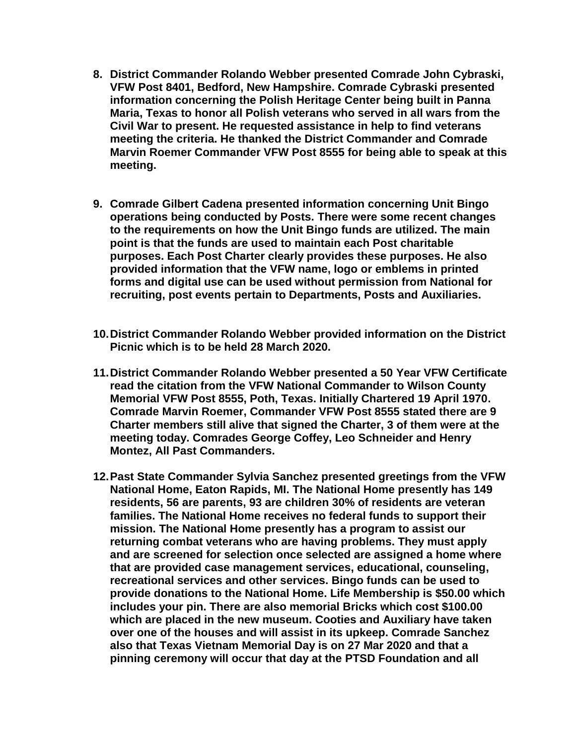8. **District Commander Rolando Webber presented Comrade John Cybraski, VFW Post 8401, Bedford, New Hampshire. Comrade Cybraski presented information concerning the Polish Heritage Center being built in Panna Maria, Texas to honor all Polish veterans who served in all wars from the Civil War to present. He requested assistance in help to find veterans meeting the criteria. He thanked the District Commander and Comrade Marvin Roemer Commander VFW Post 8555 for being able to speak at this meeting.**

9. **Comrade Gilbert Cadena presented information concerning Unit Bingo operations being conducted by Posts. There were some recent changes to the requirements on how the Unit Bingo funds are utilized. The main point is that the funds are used to maintain each Post charitable purposes. Each Post Charter clearly provides these purposes. He also provided information that the VFW name, logo or emblems in printed forms and digital use can be used without permission from National for recruiting, post events pertain to Departments, Posts and Auxiliaries.**

10. **District Commander Rolando Webber provided information on the District Picnic which is to be held 28 March 2020.**

11. **District Commander Rolando Webber presented a 50 Year VFW Certificate read the citation from the VFW National Commander to Wilson County Memorial VFW Post 8555, Poth, Texas. Initially Chartered 19 April 1970. Comrade Marvin Roemer, Commander VFW Post 8555 stated there are 9 Charter members still alive that signed the Charter, 3 of them were at the meeting today. Comrades George Coffey, Leo Schneider and Henry Montez, All Past Commanders.**

12. **Past State Commander Sylvia Sanchez presented greetings from the VFW National Home, Eaton Rapids, MI. The National Home presently has 149 residents, 56 are parents, 93 are children 30% of residents are veteran families. The National Home receives no federal funds to support their mission. The National Home presently has a program to assist our returning combat veterans who are having problems. They must apply and are screened for selection once selected are assigned a home where that are provided case management services, educational, counseling, recreational services and other services. Bingo funds can be used to provide donations to the National Home. Life Membership is $50.00 which includes your pin. There are also memorial Bricks which cost $100.00 which are placed in the new museum. Cooties and Auxiliary have taken over one of the houses and will assist in its upkeep. Comrade Sanchez also that Texas Vietnam Memorial Day is on 27 Mar 2020 and that a pinning ceremony will occur that day at the PTSD Foundation and all**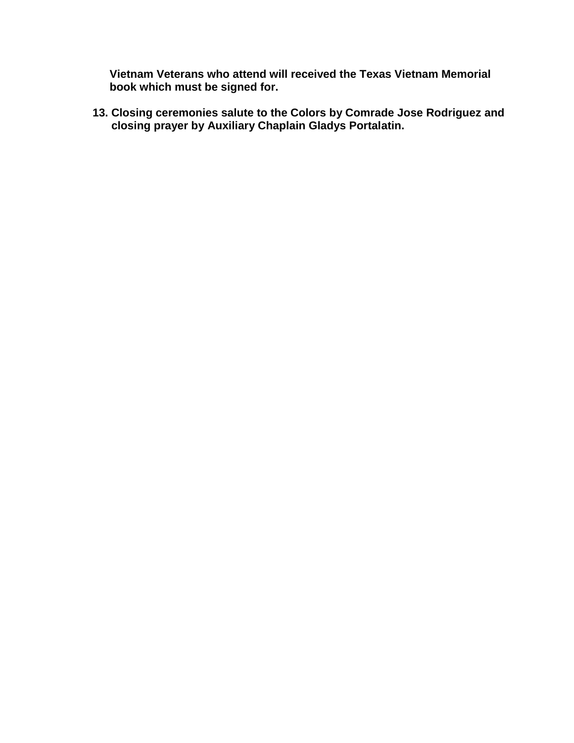**Vietnam Veterans who attend will received the Texas Vietnam Memorial book which must be signed for.**

13. **Closing ceremonies salute to the Colors by Comrade Jose Rodriguez and closing prayer by Auxiliary Chaplain Gladys Portalatin.**